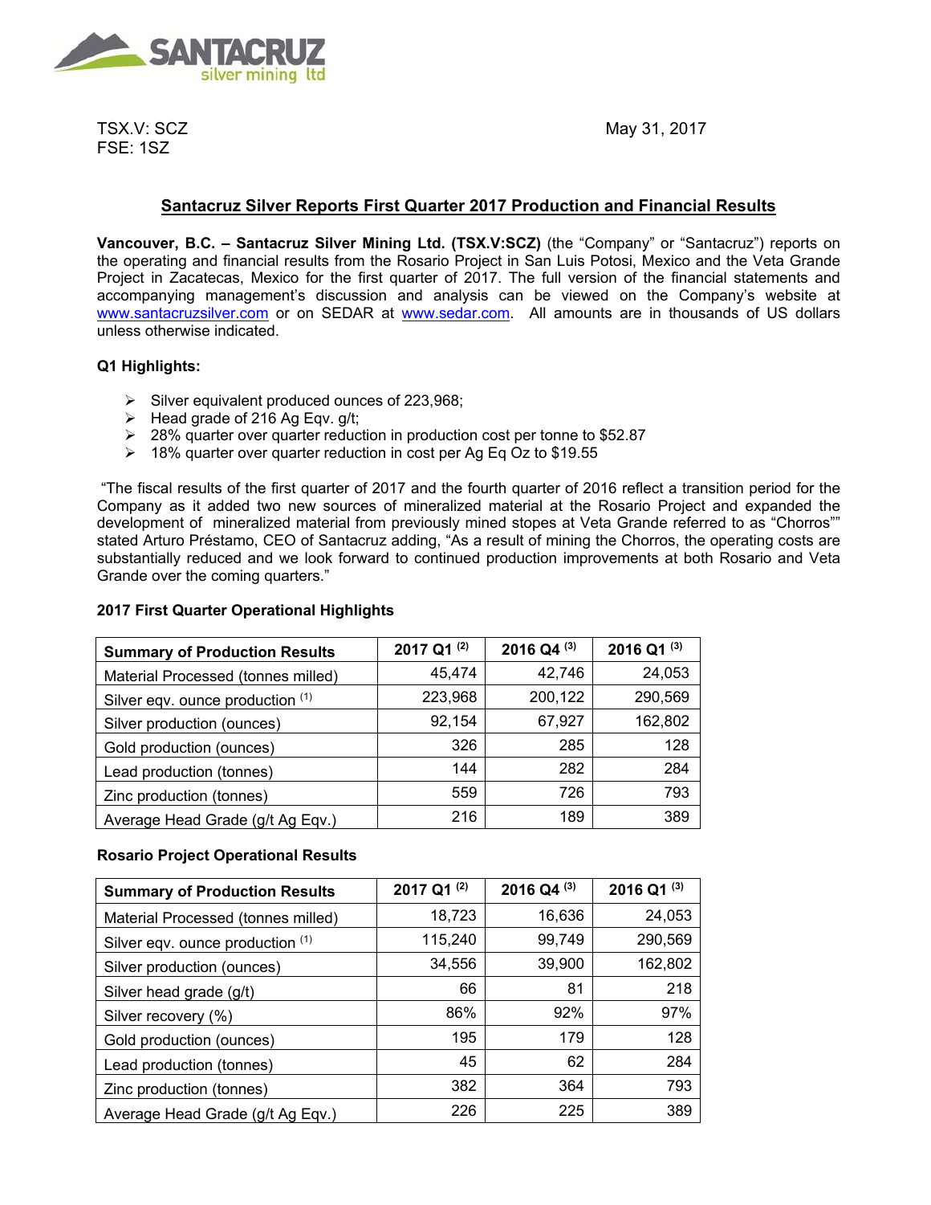TSX.V: SCZ
FSE: 1SZ

May 31, 2017

# Santacruz Silver Reports First Quarter 2017 Production and Financial Results

**Vancouver, B.C. – Santacruz Silver Mining Ltd. (TSX.V:SCZ)** (the "Company" or "Santacruz") reports on the operating and financial results from the Rosario Project in San Luis Potosi, Mexico and the Veta Grande Project in Zacatecas, Mexico for the first quarter of 2017. The full version of the financial statements and accompanying management's discussion and analysis can be viewed on the Company's website at www.santacruzsilver.com or on SEDAR at www.sedar.com. All amounts are in thousands of US dollars unless otherwise indicated.

**Q1 Highlights:**

- Silver equivalent produced ounces of 223,968;
- Head grade of 216 Ag Eqv. g/t;
- 28% quarter over quarter reduction in production cost per tonne to $52.87
- 18% quarter over quarter reduction in cost per Ag Eq Oz to $19.55

"The fiscal results of the first quarter of 2017 and the fourth quarter of 2016 reflect a transition period for the Company as it added two new sources of mineralized material at the Rosario Project and expanded the development of mineralized material from previously mined stopes at Veta Grande referred to as "Chorros"" stated Arturo Préstamo, CEO of Santacruz adding, "As a result of mining the Chorros, the operating costs are substantially reduced and we look forward to continued production improvements at both Rosario and Veta Grande over the coming quarters."

**2017 First Quarter Operational Highlights**

| Summary of Production Results | 2017 Q1 (2) | 2016 Q4 (3) | 2016 Q1 (3) |
|---|---|---|---|
| Material Processed (tonnes milled) | 45,474 | 42,746 | 24,053 |
| Silver eqv. ounce production (1) | 223,968 | 200,122 | 290,569 |
| Silver production (ounces) | 92,154 | 67,927 | 162,802 |
| Gold production (ounces) | 326 | 285 | 128 |
| Lead production (tonnes) | 144 | 282 | 284 |
| Zinc production (tonnes) | 559 | 726 | 793 |
| Average Head Grade (g/t Ag Eqv.) | 216 | 189 | 389 |

**Rosario Project Operational Results**

| Summary of Production Results | 2017 Q1 (2) | 2016 Q4 (3) | 2016 Q1 (3) |
|---|---|---|---|
| Material Processed (tonnes milled) | 18,723 | 16,636 | 24,053 |
| Silver eqv. ounce production (1) | 115,240 | 99,749 | 290,569 |
| Silver production (ounces) | 34,556 | 39,900 | 162,802 |
| Silver head grade (g/t) | 66 | 81 | 218 |
| Silver recovery (%) | 86% | 92% | 97% |
| Gold production (ounces) | 195 | 179 | 128 |
| Lead production (tonnes) | 45 | 62 | 284 |
| Zinc production (tonnes) | 382 | 364 | 793 |
| Average Head Grade (g/t Ag Eqv.) | 226 | 225 | 389 |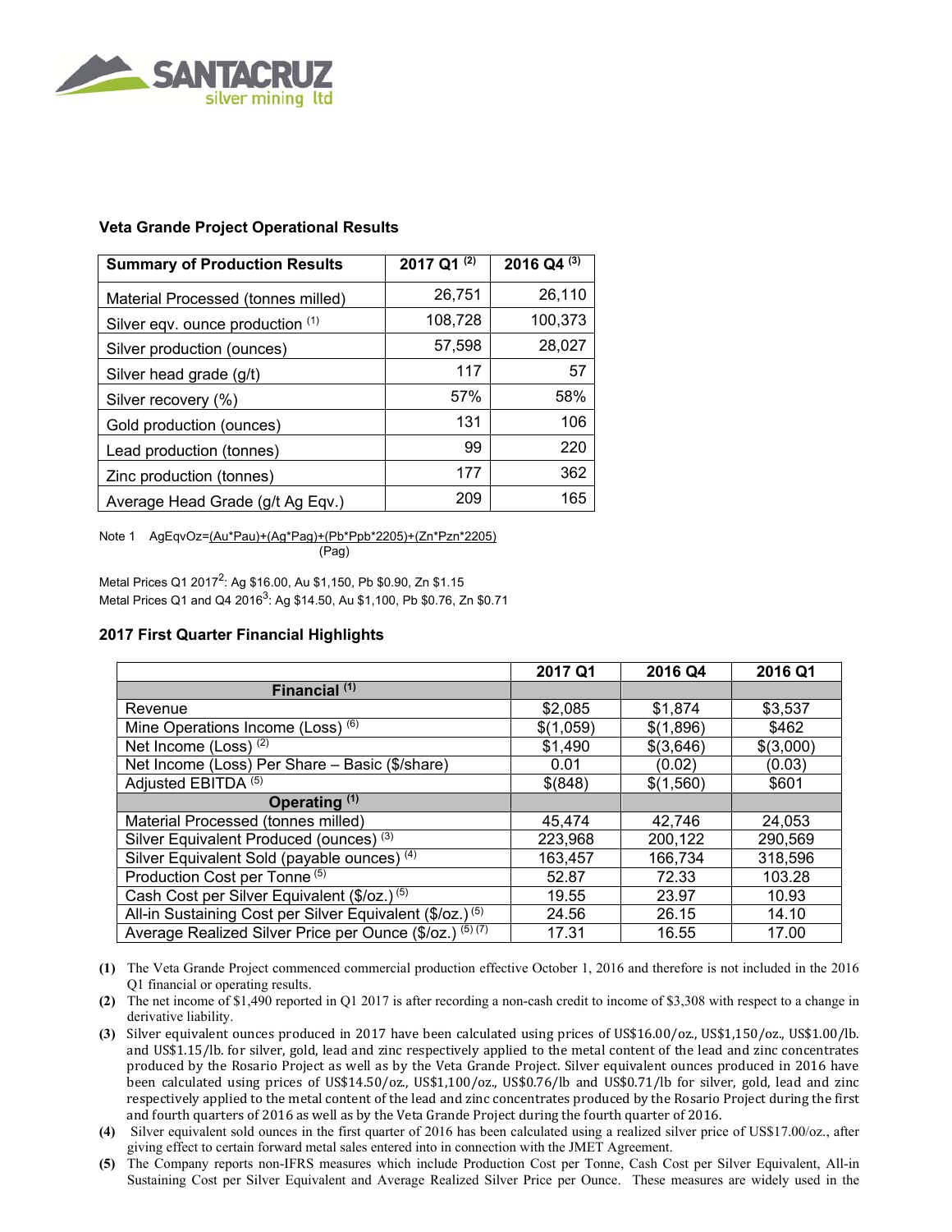SANTACRUZ silver mining ltd

### Veta Grande Project Operational Results

| Summary of Production Results | 2017 Q1 [(2)] | 2016 Q4 [(3)] |
|---|---|---|
| Material Processed (tonnes milled) | 26,751 | 26,110 |
| Silver eqv. ounce production [(1)] | 108,728 | 100,373 |
| Silver production (ounces) | 57,598 | 28,027 |
| Silver head grade (g/t) | 117 | 57 |
| Silver recovery (%) | 57% | 58% |
| Gold production (ounces) | 131 | 106 |
| Lead production (tonnes) | 99 | 220 |
| Zinc production (tonnes) | 177 | 362 |
| Average Head Grade (g/t Ag Eqv.) | 209 | 165 |

Note 1 $AgEqvOz = \frac{(Au*Pau)+(Ag*Pag)+(Pb*Ppb*2205)+(Zn*Pzn*2205)}{(Pag)}$

Metal Prices Q1 2017[2]: Ag $16.00, Au $1,150, Pb $0.90, Zn $1.15
Metal Prices Q1 and Q4 2016[3]: Ag $14.50, Au $1,100, Pb $0.76, Zn $0.71

### 2017 First Quarter Financial Highlights

| | 2017 Q1 | 2016 Q4 | 2016 Q1 |
|---|---|---|---|
| **Financial [(1)]** | | | |
| Revenue | $2,085 | $1,874 | $3,537 |
| Mine Operations Income (Loss) [(6)] | $(1,059) | $(1,896) | $462 |
| Net Income (Loss) [(2)] | $1,490 | $(3,646) | $(3,000) |
| Net Income (Loss) Per Share – Basic ($/share) | 0.01 | (0.02) | (0.03) |
| Adjusted EBITDA [(5)] | $(848) | $(1,560) | $601 |
| **Operating [(1)]** | | | |
| Material Processed (tonnes milled) | 45,474 | 42,746 | 24,053 |
| Silver Equivalent Produced (ounces) [(3)] | 223,968 | 200,122 | 290,569 |
| Silver Equivalent Sold (payable ounces) [(4)] | 163,457 | 166,734 | 318,596 |
| Production Cost per Tonne [(5)] | 52.87 | 72.33 | 103.28 |
| Cash Cost per Silver Equivalent ($/oz.) [(5)] | 19.55 | 23.97 | 10.93 |
| All-in Sustaining Cost per Silver Equivalent ($/oz.) [(5)] | 24.56 | 26.15 | 14.10 |
| Average Realized Silver Price per Ounce ($/oz.) [(5) (7)] | 17.31 | 16.55 | 17.00 |

**(1)** The Veta Grande Project commenced commercial production effective October 1, 2016 and therefore is not included in the 2016 Q1 financial or operating results.

**(2)** The net income of $1,490 reported in Q1 2017 is after recording a non-cash credit to income of $3,308 with respect to a change in derivative liability.

**(3)** Silver equivalent ounces produced in 2017 have been calculated using prices of US$16.00/oz., US$1,150/oz., US$1.00/lb. and US$1.15/lb. for silver, gold, lead and zinc respectively applied to the metal content of the lead and zinc concentrates produced by the Rosario Project as well as by the Veta Grande Project. Silver equivalent ounces produced in 2016 have been calculated using prices of US$14.50/oz., US$1,100/oz., US$0.76/lb and US$0.71/lb for silver, gold, lead and zinc respectively applied to the metal content of the lead and zinc concentrates produced by the Rosario Project during the first and fourth quarters of 2016 as well as by the Veta Grande Project during the fourth quarter of 2016.

**(4)** Silver equivalent sold ounces in the first quarter of 2016 has been calculated using a realized silver price of US$17.00/oz., after giving effect to certain forward metal sales entered into in connection with the JMET Agreement.

**(5)** The Company reports non-IFRS measures which include Production Cost per Tonne, Cash Cost per Silver Equivalent, All-in Sustaining Cost per Silver Equivalent and Average Realized Silver Price per Ounce. These measures are widely used in the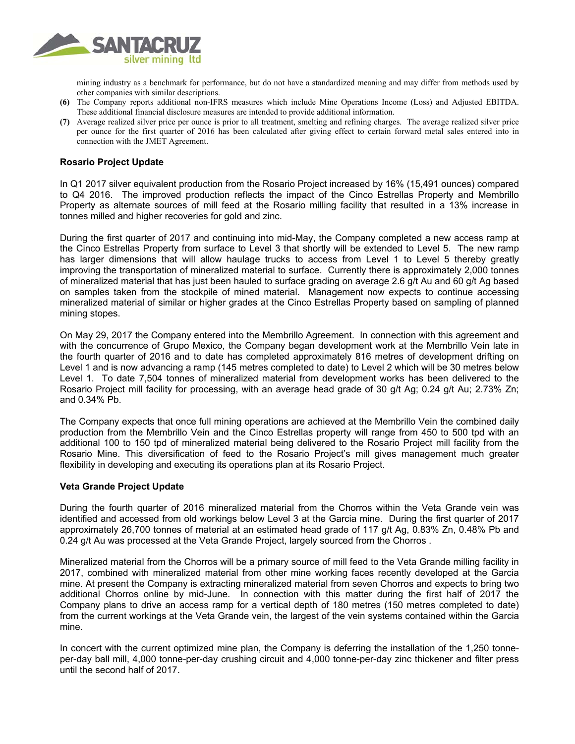mining industry as a benchmark for performance, but do not have a standardized meaning and may differ from methods used by other companies with similar descriptions.

**(6)** The Company reports additional non-IFRS measures which include Mine Operations Income (Loss) and Adjusted EBITDA. These additional financial disclosure measures are intended to provide additional information.

**(7)** Average realized silver price per ounce is prior to all treatment, smelting and refining charges. The average realized silver price per ounce for the first quarter of 2016 has been calculated after giving effect to certain forward metal sales entered into in connection with the JMET Agreement.

**Rosario Project Update**

In Q1 2017 silver equivalent production from the Rosario Project increased by 16% (15,491 ounces) compared to Q4 2016. The improved production reflects the impact of the Cinco Estrellas Property and Membrillo Property as alternate sources of mill feed at the Rosario milling facility that resulted in a 13% increase in tonnes milled and higher recoveries for gold and zinc.

During the first quarter of 2017 and continuing into mid-May, the Company completed a new access ramp at the Cinco Estrellas Property from surface to Level 3 that shortly will be extended to Level 5. The new ramp has larger dimensions that will allow haulage trucks to access from Level 1 to Level 5 thereby greatly improving the transportation of mineralized material to surface. Currently there is approximately 2,000 tonnes of mineralized material that has just been hauled to surface grading on average 2.6 g/t Au and 60 g/t Ag based on samples taken from the stockpile of mined material. Management now expects to continue accessing mineralized material of similar or higher grades at the Cinco Estrellas Property based on sampling of planned mining stopes.

On May 29, 2017 the Company entered into the Membrillo Agreement. In connection with this agreement and with the concurrence of Grupo Mexico, the Company began development work at the Membrillo Vein late in the fourth quarter of 2016 and to date has completed approximately 816 metres of development drifting on Level 1 and is now advancing a ramp (145 metres completed to date) to Level 2 which will be 30 metres below Level 1. To date 7,504 tonnes of mineralized material from development works has been delivered to the Rosario Project mill facility for processing, with an average head grade of 30 g/t Ag; 0.24 g/t Au; 2.73% Zn; and 0.34% Pb.

The Company expects that once full mining operations are achieved at the Membrillo Vein the combined daily production from the Membrillo Vein and the Cinco Estrellas property will range from 450 to 500 tpd with an additional 100 to 150 tpd of mineralized material being delivered to the Rosario Project mill facility from the Rosario Mine. This diversification of feed to the Rosario Project's mill gives management much greater flexibility in developing and executing its operations plan at its Rosario Project.

**Veta Grande Project Update**

During the fourth quarter of 2016 mineralized material from the Chorros within the Veta Grande vein was identified and accessed from old workings below Level 3 at the Garcia mine. During the first quarter of 2017 approximately 26,700 tonnes of material at an estimated head grade of 117 g/t Ag, 0.83% Zn, 0.48% Pb and 0.24 g/t Au was processed at the Veta Grande Project, largely sourced from the Chorros .

Mineralized material from the Chorros will be a primary source of mill feed to the Veta Grande milling facility in 2017, combined with mineralized material from other mine working faces recently developed at the Garcia mine. At present the Company is extracting mineralized material from seven Chorros and expects to bring two additional Chorros online by mid-June. In connection with this matter during the first half of 2017 the Company plans to drive an access ramp for a vertical depth of 180 metres (150 metres completed to date) from the current workings at the Veta Grande vein, the largest of the vein systems contained within the Garcia mine.

In concert with the current optimized mine plan, the Company is deferring the installation of the 1,250 tonne-per-day ball mill, 4,000 tonne-per-day crushing circuit and 4,000 tonne-per-day zinc thickener and filter press until the second half of 2017.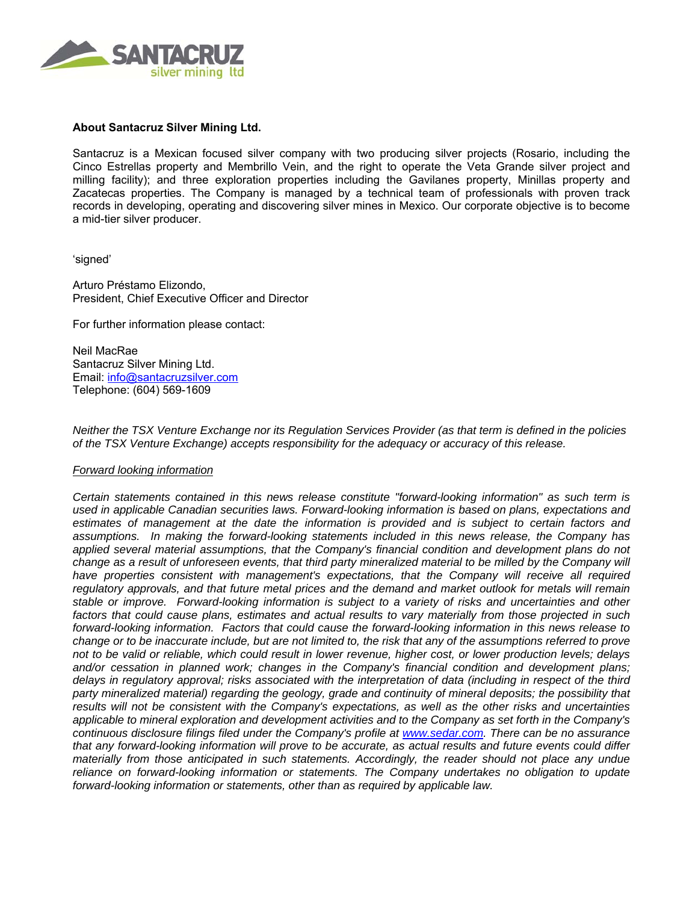**About Santacruz Silver Mining Ltd.**

Santacruz is a Mexican focused silver company with two producing silver projects (Rosario, including the Cinco Estrellas property and Membrillo Vein, and the right to operate the Veta Grande silver project and milling facility); and three exploration properties including the Gavilanes property, Minillas property and Zacatecas properties. The Company is managed by a technical team of professionals with proven track records in developing, operating and discovering silver mines in Mexico. Our corporate objective is to become a mid-tier silver producer.

'signed'

Arturo Préstamo Elizondo,
President, Chief Executive Officer and Director

For further information please contact:

Neil MacRae
Santacruz Silver Mining Ltd.
Email: info@santacruzsilver.com
Telephone: (604) 569-1609

*Neither the TSX Venture Exchange nor its Regulation Services Provider (as that term is defined in the policies of the TSX Venture Exchange) accepts responsibility for the adequacy or accuracy of this release.*

*Forward looking information*

*Certain statements contained in this news release constitute "forward-looking information" as such term is used in applicable Canadian securities laws. Forward-looking information is based on plans, expectations and estimates of management at the date the information is provided and is subject to certain factors and assumptions. In making the forward-looking statements included in this news release, the Company has applied several material assumptions, that the Company's financial condition and development plans do not change as a result of unforeseen events, that third party mineralized material to be milled by the Company will have properties consistent with management's expectations, that the Company will receive all required regulatory approvals, and that future metal prices and the demand and market outlook for metals will remain stable or improve. Forward-looking information is subject to a variety of risks and uncertainties and other factors that could cause plans, estimates and actual results to vary materially from those projected in such forward-looking information. Factors that could cause the forward-looking information in this news release to change or to be inaccurate include, but are not limited to, the risk that any of the assumptions referred to prove not to be valid or reliable, which could result in lower revenue, higher cost, or lower production levels; delays and/or cessation in planned work; changes in the Company's financial condition and development plans; delays in regulatory approval; risks associated with the interpretation of data (including in respect of the third party mineralized material) regarding the geology, grade and continuity of mineral deposits; the possibility that results will not be consistent with the Company's expectations, as well as the other risks and uncertainties applicable to mineral exploration and development activities and to the Company as set forth in the Company's continuous disclosure filings filed under the Company's profile at www.sedar.com. There can be no assurance that any forward-looking information will prove to be accurate, as actual results and future events could differ materially from those anticipated in such statements. Accordingly, the reader should not place any undue reliance on forward-looking information or statements. The Company undertakes no obligation to update forward-looking information or statements, other than as required by applicable law.*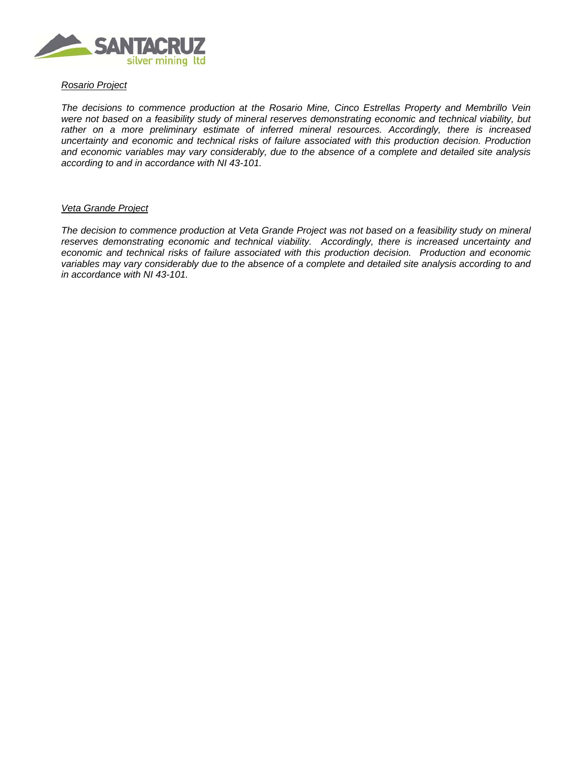*Rosario Project*

*The decisions to commence production at the Rosario Mine, Cinco Estrellas Property and Membrillo Vein were not based on a feasibility study of mineral reserves demonstrating economic and technical viability, but rather on a more preliminary estimate of inferred mineral resources. Accordingly, there is increased uncertainty and economic and technical risks of failure associated with this production decision. Production and economic variables may vary considerably, due to the absence of a complete and detailed site analysis according to and in accordance with NI 43-101.*

*Veta Grande Project*

*The decision to commence production at Veta Grande Project was not based on a feasibility study on mineral reserves demonstrating economic and technical viability. Accordingly, there is increased uncertainty and economic and technical risks of failure associated with this production decision. Production and economic variables may vary considerably due to the absence of a complete and detailed site analysis according to and in accordance with NI 43-101.*